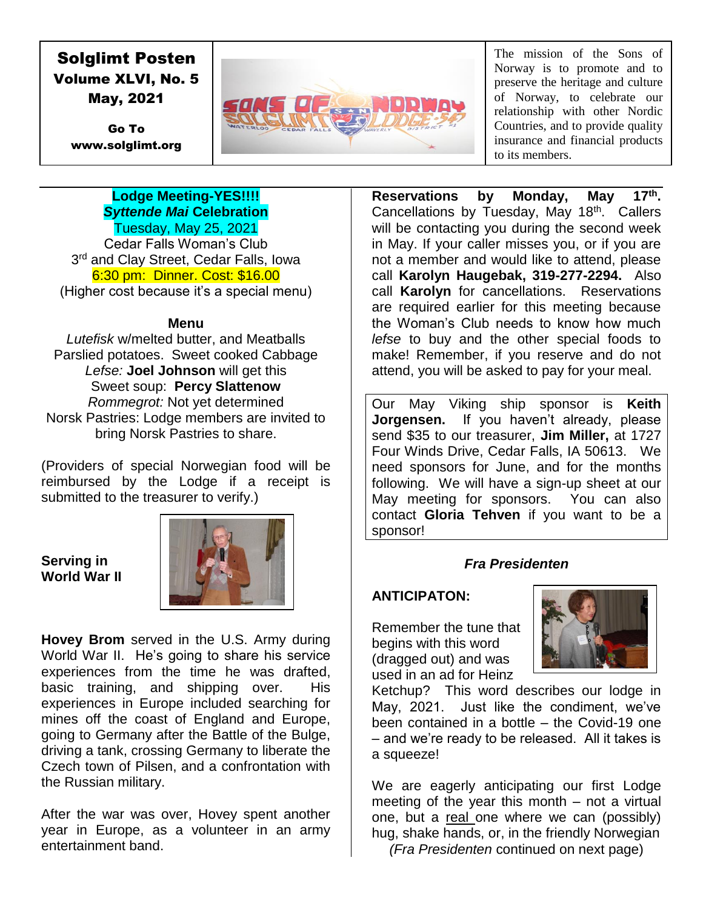# Solglimt Posten

**Volume XLVI, No. 5**

**May, 2021**

**Go To www.solglimt.org**

The mission of the Sons of Norway is to promote and to preserve the heritage and culture of Norway, to celebrate our relationship with other Nordic Countries, and to provide quality insurance and financial products to its members.

## Lodge Meeting-YES!!!!

**_Syttende Mai_ Celebration**

Tuesday, May 25, 2021

Cedar Falls Woman's Club

3rd and Clay Street, Cedar Falls, Iowa

6:30 pm: Dinner. Cost: $16.00

(Higher cost because it's a special menu)

**Menu**

*Lutefisk* w/melted butter, and Meatballs

Parslied potatoes. Sweet cooked Cabbage

*Lefse:* **Joel Johnson** will get this

Sweet soup: **Percy Slattenow**

*Rommegrot:* Not yet determined

Norsk Pastries: Lodge members are invited to bring Norsk Pastries to share.

(Providers of special Norwegian food will be reimbursed by the Lodge if a receipt is submitted to the treasurer to verify.)

**Reservations by Monday, May 17th.** Cancellations by Tuesday, May 18th. Callers will be contacting you during the second week in May. If your caller misses you, or if you are not a member and would like to attend, please call **Karolyn Haugebak, 319-277-2294.** Also call **Karolyn** for cancellations. Reservations are required earlier for this meeting because the Woman's Club needs to know how much *lefse* to buy and the other special foods to make! Remember, if you reserve and do not attend, you will be asked to pay for your meal.

Our May Viking ship sponsor is **Keith Jorgensen.** If you haven't already, please send $35 to our treasurer, **Jim Miller,** at 1727 Four Winds Drive, Cedar Falls, IA 50613. We need sponsors for June, and for the months following. We will have a sign-up sheet at our May meeting for sponsors. You can also contact **Gloria Tehven** if you want to be a sponsor!

### Serving in World War II

**Hovey Brom** served in the U.S. Army during World War II. He's going to share his service experiences from the time he was drafted, basic training, and shipping over. His experiences in Europe included searching for mines off the coast of England and Europe, going to Germany after the Battle of the Bulge, driving a tank, crossing Germany to liberate the Czech town of Pilsen, and a confrontation with the Russian military.

After the war was over, Hovey spent another year in Europe, as a volunteer in an army entertainment band.

### *Fra Presidenten*

**ANTICIPATON:**

Remember the tune that begins with this word (dragged out) and was used in an ad for Heinz Ketchup? This word describes our lodge in May, 2021. Just like the condiment, we've been contained in a bottle – the Covid-19 one – and we're ready to be released. All it takes is a squeeze!

We are eagerly anticipating our first Lodge meeting of the year this month – not a virtual one, but a real one where we can (possibly) hug, shake hands, or, in the friendly Norwegian

(*Fra Presidenten* continued on next page)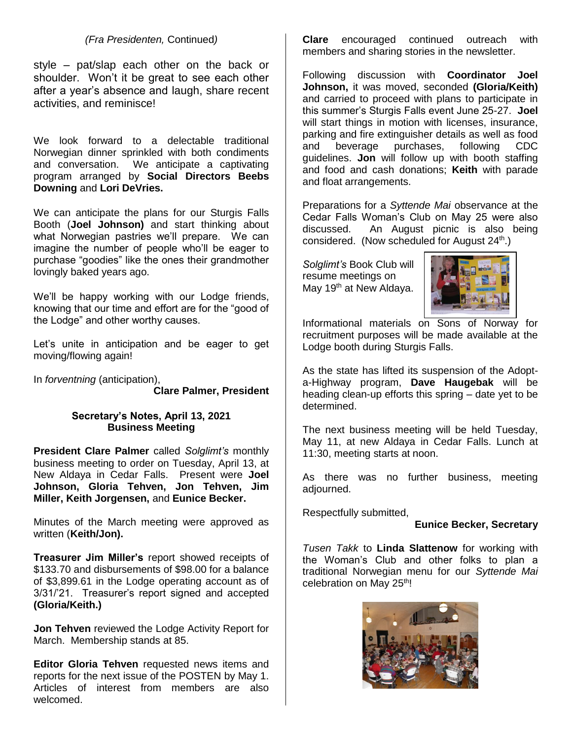*(Fra Presidenten,* Continued*)*

style – pat/slap each other on the back or shoulder. Won't it be great to see each other after a year's absence and laugh, share recent activities, and reminisce!

We look forward to a delectable traditional Norwegian dinner sprinkled with both condiments and conversation. We anticipate a captivating program arranged by **Social Directors Beebs Downing** and **Lori DeVries.**

We can anticipate the plans for our Sturgis Falls Booth (**Joel Johnson)** and start thinking about what Norwegian pastries we'll prepare. We can imagine the number of people who'll be eager to purchase "goodies" like the ones their grandmother lovingly baked years ago.

We'll be happy working with our Lodge friends, knowing that our time and effort are for the "good of the Lodge" and other worthy causes.

Let's unite in anticipation and be eager to get moving/flowing again!

In *forventning* (anticipation),

**Clare Palmer, President**

### Secretary's Notes, April 13, 2021
### Business Meeting

**President Clare Palmer** called *Solglimt's* monthly business meeting to order on Tuesday, April 13, at New Aldaya in Cedar Falls. Present were **Joel Johnson, Gloria Tehven, Jon Tehven, Jim Miller, Keith Jorgensen,** and **Eunice Becker.**

Minutes of the March meeting were approved as written (**Keith/Jon).**

**Treasurer Jim Miller's** report showed receipts of $133.70 and disbursements of $98.00 for a balance of $3,899.61 in the Lodge operating account as of 3/31/'21. Treasurer's report signed and accepted **(Gloria/Keith.)**

**Jon Tehven** reviewed the Lodge Activity Report for March. Membership stands at 85.

**Editor Gloria Tehven** requested news items and reports for the next issue of the POSTEN by May 1. Articles of interest from members are also welcomed.

**Clare** encouraged continued outreach with members and sharing stories in the newsletter.

Following discussion with **Coordinator Joel Johnson,** it was moved, seconded **(Gloria/Keith)** and carried to proceed with plans to participate in this summer's Sturgis Falls event June 25-27. **Joel** will start things in motion with licenses, insurance, parking and fire extinguisher details as well as food and beverage purchases, following CDC guidelines. **Jon** will follow up with booth staffing and food and cash donations; **Keith** with parade and float arrangements.

Preparations for a *Syttende Mai* observance at the Cedar Falls Woman's Club on May 25 were also discussed. An August picnic is also being considered. (Now scheduled for August 24th.)

*Solglimt's* Book Club will resume meetings on May 19th at New Aldaya.

Informational materials on Sons of Norway for recruitment purposes will be made available at the Lodge booth during Sturgis Falls.

As the state has lifted its suspension of the Adopt-a-Highway program, **Dave Haugebak** will be heading clean-up efforts this spring – date yet to be determined.

The next business meeting will be held Tuesday, May 11, at new Aldaya in Cedar Falls. Lunch at 11:30, meeting starts at noon.

As there was no further business, meeting adjourned.

Respectfully submitted,

**Eunice Becker, Secretary**

*Tusen Takk* to **Linda Slattenow** for working with the Woman's Club and other folks to plan a traditional Norwegian menu for our *Syttende Mai* celebration on May 25th!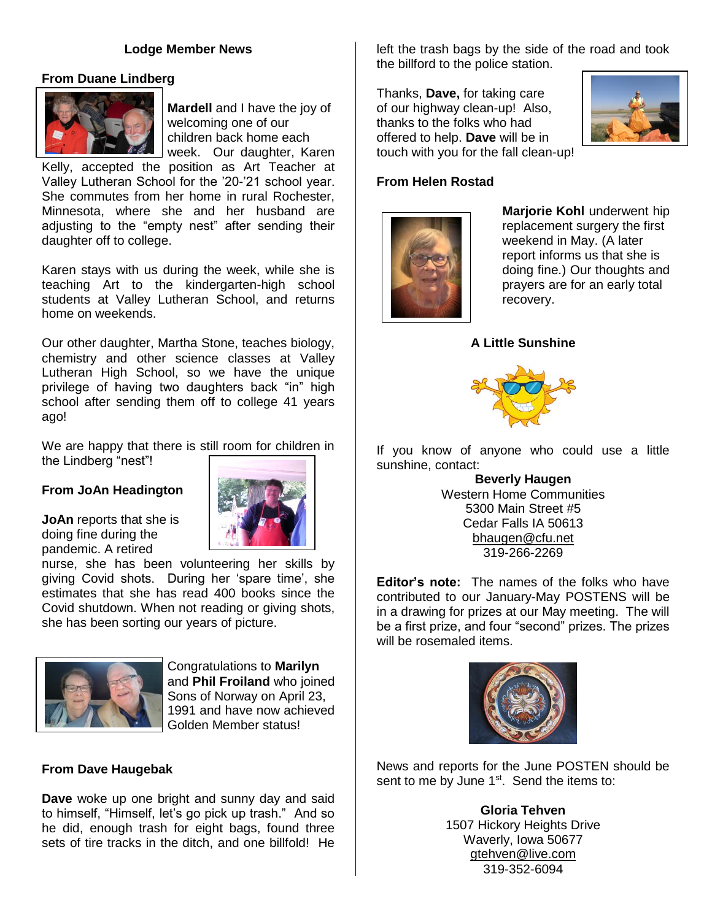## Lodge Member News

### From Duane Lindberg

**Mardell** and I have the joy of welcoming one of our children back home each week. Our daughter, Karen Kelly, accepted the position as Art Teacher at Valley Lutheran School for the '20-'21 school year. She commutes from her home in rural Rochester, Minnesota, where she and her husband are adjusting to the "empty nest" after sending their daughter off to college.

Karen stays with us during the week, while she is teaching Art to the kindergarten-high school students at Valley Lutheran School, and returns home on weekends.

Our other daughter, Martha Stone, teaches biology, chemistry and other science classes at Valley Lutheran High School, so we have the unique privilege of having two daughters back "in" high school after sending them off to college 41 years ago!

We are happy that there is still room for children in the Lindberg "nest"!

### From JoAn Headington

**JoAn** reports that she is doing fine during the pandemic. A retired nurse, she has been volunteering her skills by giving Covid shots. During her 'spare time', she estimates that she has read 400 books since the Covid shutdown. When not reading or giving shots, she has been sorting our years of picture.

Congratulations to **Marilyn** and **Phil Froiland** who joined Sons of Norway on April 23, 1991 and have now achieved Golden Member status!

### From Dave Haugebak

**Dave** woke up one bright and sunny day and said to himself, "Himself, let's go pick up trash." And so he did, enough trash for eight bags, found three sets of tire tracks in the ditch, and one billfold! He left the trash bags by the side of the road and took the billford to the police station.

Thanks, **Dave,** for taking care of our highway clean-up! Also, thanks to the folks who had offered to help. **Dave** will be in touch with you for the fall clean-up!

### From Helen Rostad

**Marjorie Kohl** underwent hip replacement surgery the first weekend in May. (A later report informs us that she is doing fine.) Our thoughts and prayers are for an early total recovery.

### A Little Sunshine

If you know of anyone who could use a little sunshine, contact:

**Beverly Haugen**
Western Home Communities
5300 Main Street #5
Cedar Falls IA 50613
bhaugen@cfu.net
319-266-2269

**Editor's note:** The names of the folks who have contributed to our January-May POSTENS will be in a drawing for prizes at our May meeting. The will be a first prize, and four "second" prizes. The prizes will be rosemaled items.

News and reports for the June POSTEN should be sent to me by June 1st. Send the items to:

**Gloria Tehven**
1507 Hickory Heights Drive
Waverly, Iowa 50677
gtehven@live.com
319-352-6094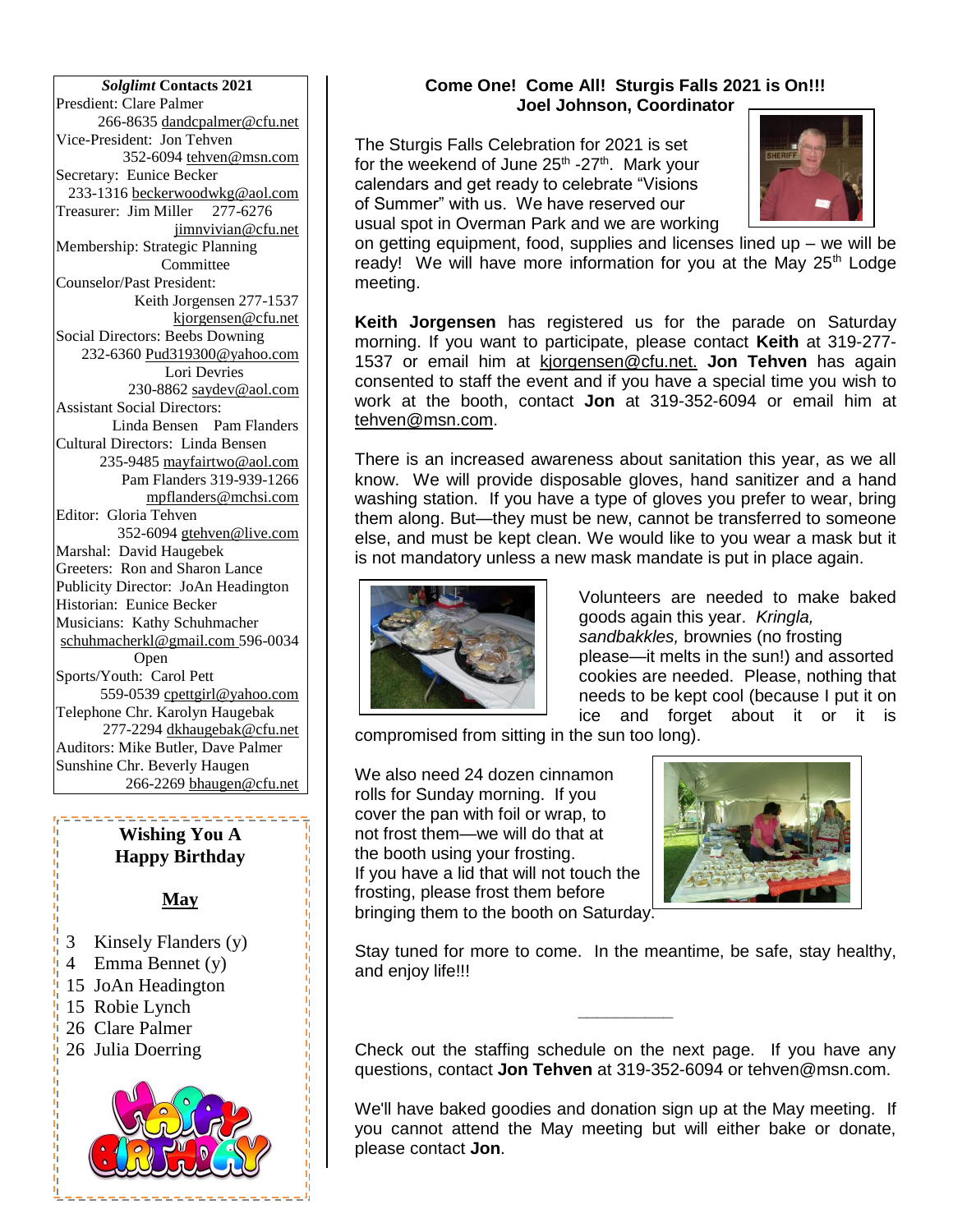## *Solglimt* Contacts 2021

Presdient: Clare Palmer
266-8635 dandcpalmer@cfu.net
Vice-President: Jon Tehven
352-6094 tehven@msn.com
Secretary: Eunice Becker
233-1316 beckerwoodwkg@aol.com
Treasurer: Jim Miller 277-6276
jimnvivian@cfu.net
Membership: Strategic Planning Committee
Counselor/Past President:
Keith Jorgensen 277-1537
kjorgensen@cfu.net
Social Directors: Beebs Downing
232-6360 Pud319300@yahoo.com
Lori Devries
230-8862 saydev@aol.com
Assistant Social Directors:
Linda Bensen Pam Flanders
Cultural Directors: Linda Bensen
235-9485 mayfairtwo@aol.com
Pam Flanders 319-939-1266
mpflanders@mchsi.com
Editor: Gloria Tehven
352-6094 gtehven@live.com
Marshal: David Haugebek
Greeters: Ron and Sharon Lance
Publicity Director: JoAn Headington
Historian: Eunice Becker
Musicians: Kathy Schuhmacher
schuhmacherkl@gmail.com 596-0034
Open
Sports/Youth: Carol Pett
559-0539 cpettgirl@yahoo.com
Telephone Chr. Karolyn Haugebak
277-2294 dkhaugebak@cfu.net
Auditors: Mike Butler, Dave Palmer
Sunshine Chr. Beverly Haugen
266-2269 bhaugen@cfu.net

## Wishing You A Happy Birthday

**May**

- 3 Kinsely Flanders (y)
- 4 Emma Bennet (y)
- 15 JoAn Headington
- 15 Robie Lynch
- 26 Clare Palmer
- 26 Julia Doerring

## Come One! Come All! Sturgis Falls 2021 is On!!!
**Joel Johnson, Coordinator**

The Sturgis Falls Celebration for 2021 is set for the weekend of June 25th -27th. Mark your calendars and get ready to celebrate "Visions of Summer" with us. We have reserved our usual spot in Overman Park and we are working on getting equipment, food, supplies and licenses lined up – we will be ready! We will have more information for you at the May 25th Lodge meeting.

**Keith Jorgensen** has registered us for the parade on Saturday morning. If you want to participate, please contact **Keith** at 319-277-1537 or email him at kjorgensen@cfu.net. **Jon Tehven** has again consented to staff the event and if you have a special time you wish to work at the booth, contact **Jon** at 319-352-6094 or email him at tehven@msn.com.

There is an increased awareness about sanitation this year, as we all know. We will provide disposable gloves, hand sanitizer and a hand washing station. If you have a type of gloves you prefer to wear, bring them along. But—they must be new, cannot be transferred to someone else, and must be kept clean. We would like to you wear a mask but it is not mandatory unless a new mask mandate is put in place again.

Volunteers are needed to make baked goods again this year. *Kringla, sandbakkles,* brownies (no frosting please—it melts in the sun!) and assorted cookies are needed. Please, nothing that needs to be kept cool (because I put it on ice and forget about it or it is compromised from sitting in the sun too long).

We also need 24 dozen cinnamon rolls for Sunday morning. If you cover the pan with foil or wrap, to not frost them—we will do that at the booth using your frosting. If you have a lid that will not touch the frosting, please frost them before bringing them to the booth on Saturday.

Stay tuned for more to come. In the meantime, be safe, stay healthy, and enjoy life!!!

---

Check out the staffing schedule on the next page. If you have any questions, contact **Jon Tehven** at 319-352-6094 or tehven@msn.com.

We'll have baked goodies and donation sign up at the May meeting. If you cannot attend the May meeting but will either bake or donate, please contact **Jon**.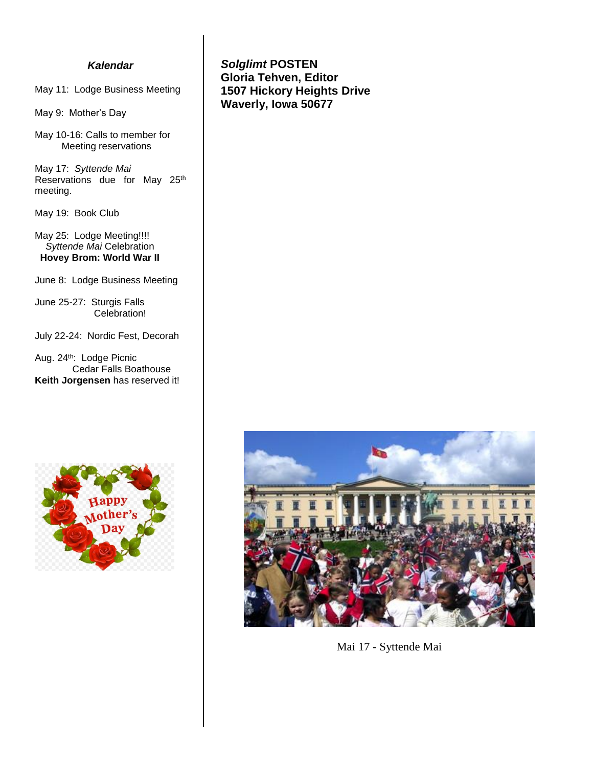### *Kalendar*

May 11: Lodge Business Meeting

May 9: Mother's Day

May 10-16: Calls to member for Meeting reservations

May 17: *Syttende Mai*
Reservations due for May 25th meeting.

May 19: Book Club

May 25: Lodge Meeting!!!!
*Syttende Mai* Celebration
**Hovey Brom: World War II**

June 8: Lodge Business Meeting

June 25-27: Sturgis Falls Celebration!

July 22-24: Nordic Fest, Decorah

Aug. 24th: Lodge Picnic
Cedar Falls Boathouse
**Keith Jorgensen** has reserved it!

***Solglimt*** **POSTEN**
**Gloria Tehven, Editor**
**1507 Hickory Heights Drive**
**Waverly, Iowa 50677**

Mai 17 - Syttende Mai